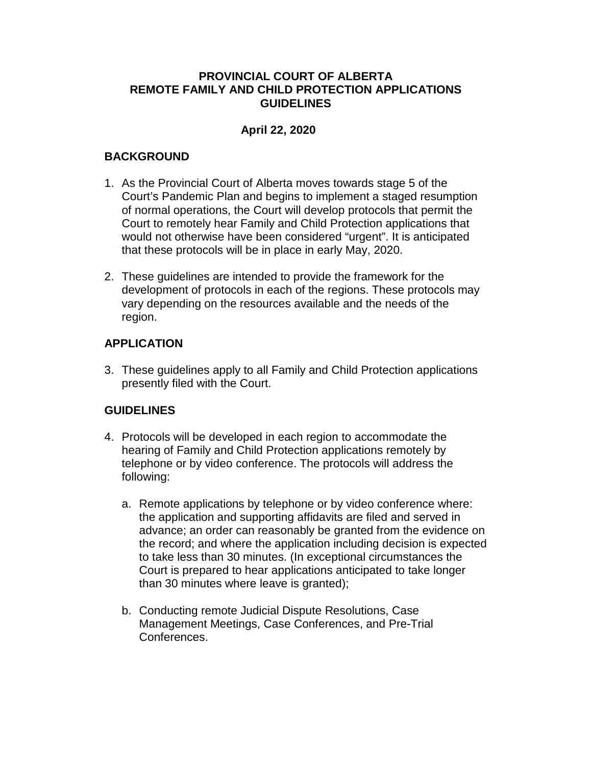# PROVINCIAL COURT OF ALBERTA
# REMOTE FAMILY AND CHILD PROTECTION APPLICATIONS GUIDELINES

**April 22, 2020**

## BACKGROUND

1. As the Provincial Court of Alberta moves towards stage 5 of the Court's Pandemic Plan and begins to implement a staged resumption of normal operations, the Court will develop protocols that permit the Court to remotely hear Family and Child Protection applications that would not otherwise have been considered "urgent". It is anticipated that these protocols will be in place in early May, 2020.

2. These guidelines are intended to provide the framework for the development of protocols in each of the regions. These protocols may vary depending on the resources available and the needs of the region.

## APPLICATION

3. These guidelines apply to all Family and Child Protection applications presently filed with the Court.

## GUIDELINES

4. Protocols will be developed in each region to accommodate the hearing of Family and Child Protection applications remotely by telephone or by video conference. The protocols will address the following:

   a. Remote applications by telephone or by video conference where: the application and supporting affidavits are filed and served in advance; an order can reasonably be granted from the evidence on the record; and where the application including decision is expected to take less than 30 minutes. (In exceptional circumstances the Court is prepared to hear applications anticipated to take longer than 30 minutes where leave is granted);

   b. Conducting remote Judicial Dispute Resolutions, Case Management Meetings, Case Conferences, and Pre-Trial Conferences.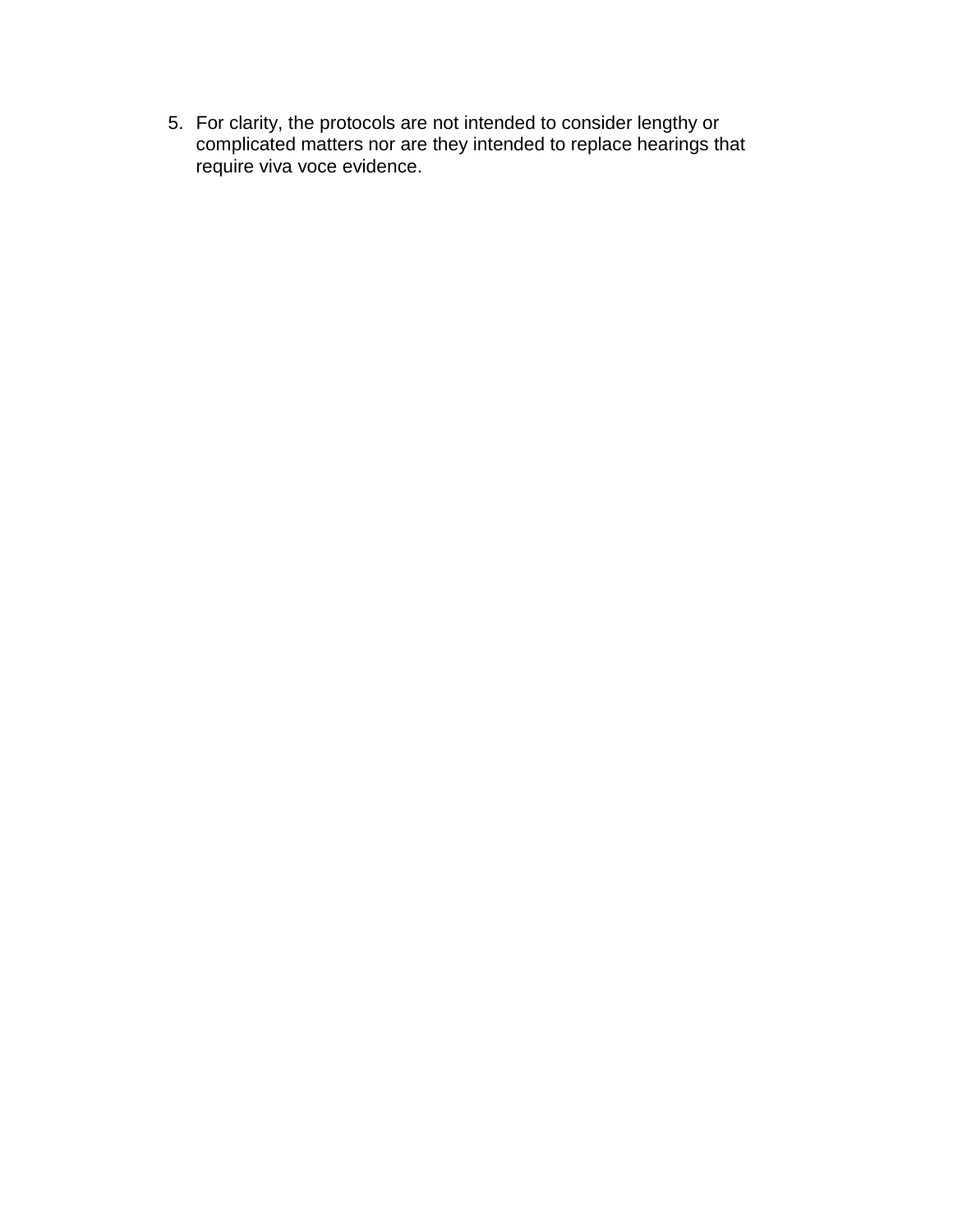5. For clarity, the protocols are not intended to consider lengthy or complicated matters nor are they intended to replace hearings that require viva voce evidence.